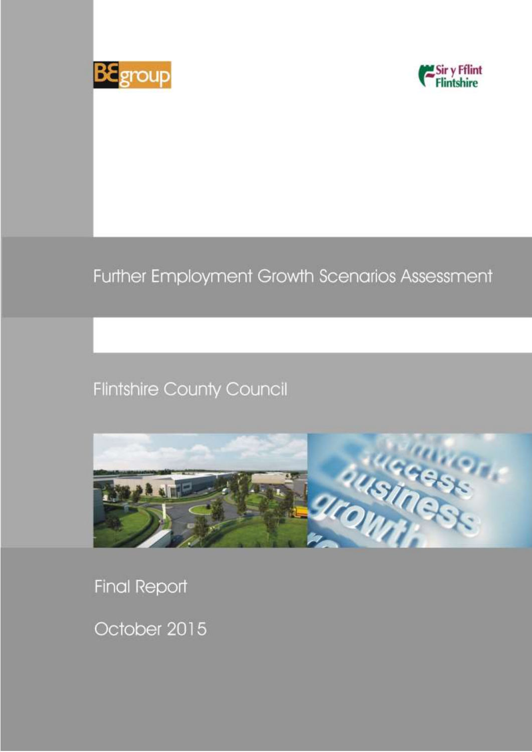BE group

Sir y Fflint
Flintshire

# Further Employment Growth Scenarios Assessment

## Flintshire County Council

Final Report

October 2015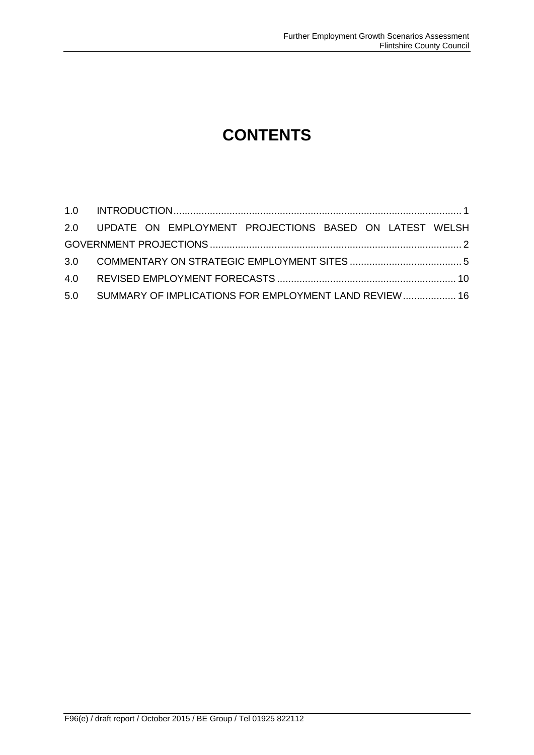# CONTENTS

1.0 INTRODUCTION ........................................................................................................ 1

2.0 UPDATE ON EMPLOYMENT PROJECTIONS BASED ON LATEST WELSH GOVERNMENT PROJECTIONS ........................................................................................ 2

3.0 COMMENTARY ON STRATEGIC EMPLOYMENT SITES ........................................ 5

4.0 REVISED EMPLOYMENT FORECASTS ................................................................ 10

5.0 SUMMARY OF IMPLICATIONS FOR EMPLOYMENT LAND REVIEW ................... 16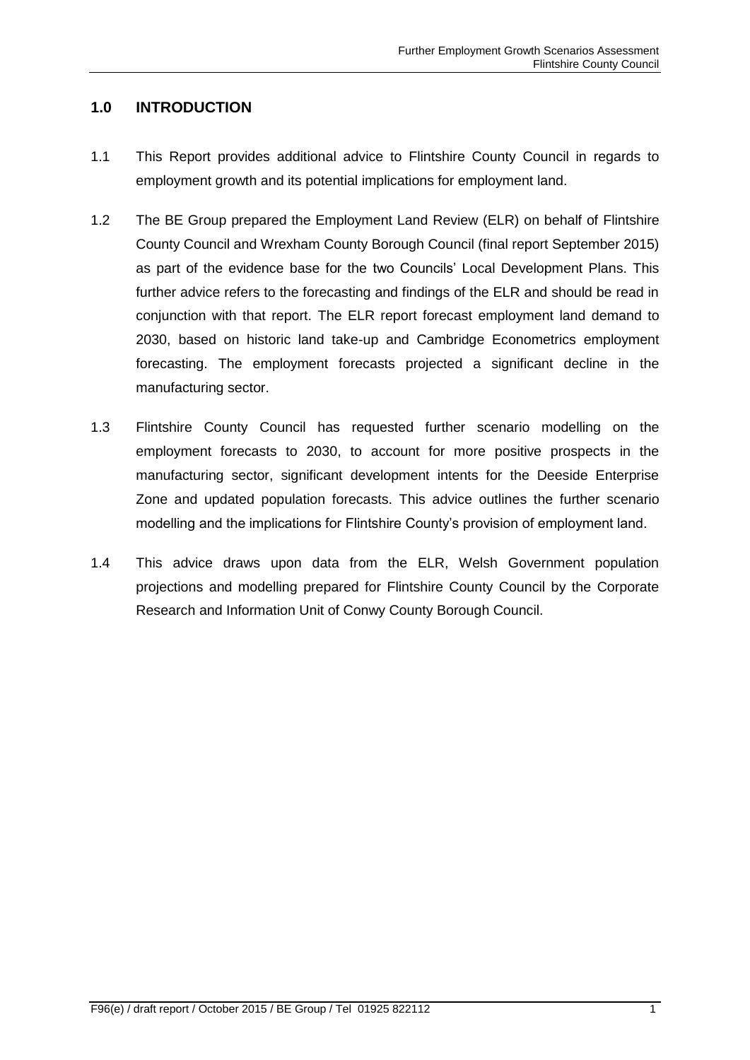## 1.0 INTRODUCTION

1.1 This Report provides additional advice to Flintshire County Council in regards to employment growth and its potential implications for employment land.

1.2 The BE Group prepared the Employment Land Review (ELR) on behalf of Flintshire County Council and Wrexham County Borough Council (final report September 2015) as part of the evidence base for the two Councils' Local Development Plans. This further advice refers to the forecasting and findings of the ELR and should be read in conjunction with that report. The ELR report forecast employment land demand to 2030, based on historic land take-up and Cambridge Econometrics employment forecasting. The employment forecasts projected a significant decline in the manufacturing sector.

1.3 Flintshire County Council has requested further scenario modelling on the employment forecasts to 2030, to account for more positive prospects in the manufacturing sector, significant development intents for the Deeside Enterprise Zone and updated population forecasts. This advice outlines the further scenario modelling and the implications for Flintshire County's provision of employment land.

1.4 This advice draws upon data from the ELR, Welsh Government population projections and modelling prepared for Flintshire County Council by the Corporate Research and Information Unit of Conwy County Borough Council.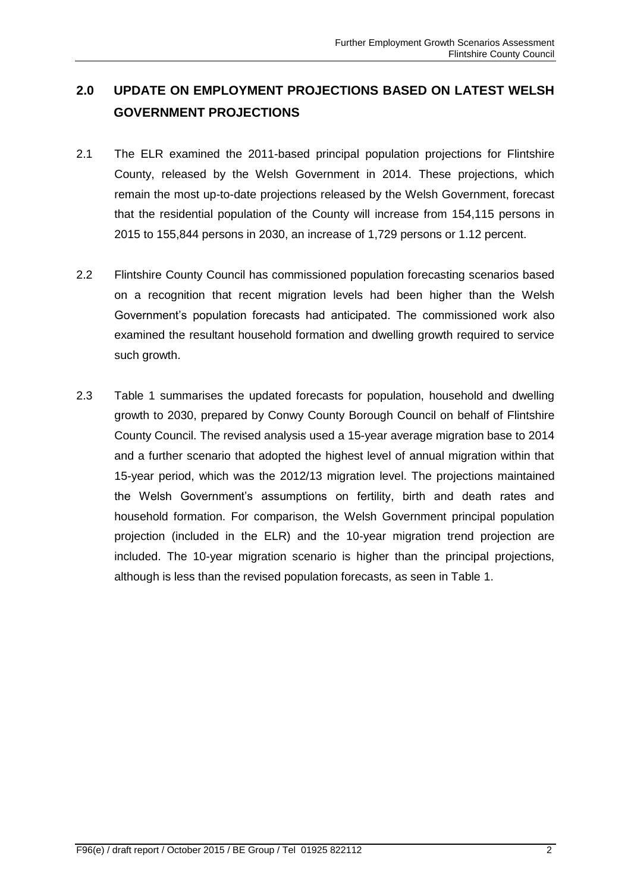## 2.0 UPDATE ON EMPLOYMENT PROJECTIONS BASED ON LATEST WELSH GOVERNMENT PROJECTIONS

2.1 The ELR examined the 2011-based principal population projections for Flintshire County, released by the Welsh Government in 2014. These projections, which remain the most up-to-date projections released by the Welsh Government, forecast that the residential population of the County will increase from 154,115 persons in 2015 to 155,844 persons in 2030, an increase of 1,729 persons or 1.12 percent.

2.2 Flintshire County Council has commissioned population forecasting scenarios based on a recognition that recent migration levels had been higher than the Welsh Government's population forecasts had anticipated. The commissioned work also examined the resultant household formation and dwelling growth required to service such growth.

2.3 Table 1 summarises the updated forecasts for population, household and dwelling growth to 2030, prepared by Conwy County Borough Council on behalf of Flintshire County Council. The revised analysis used a 15-year average migration base to 2014 and a further scenario that adopted the highest level of annual migration within that 15-year period, which was the 2012/13 migration level. The projections maintained the Welsh Government's assumptions on fertility, birth and death rates and household formation. For comparison, the Welsh Government principal population projection (included in the ELR) and the 10-year migration trend projection are included. The 10-year migration scenario is higher than the principal projections, although is less than the revised population forecasts, as seen in Table 1.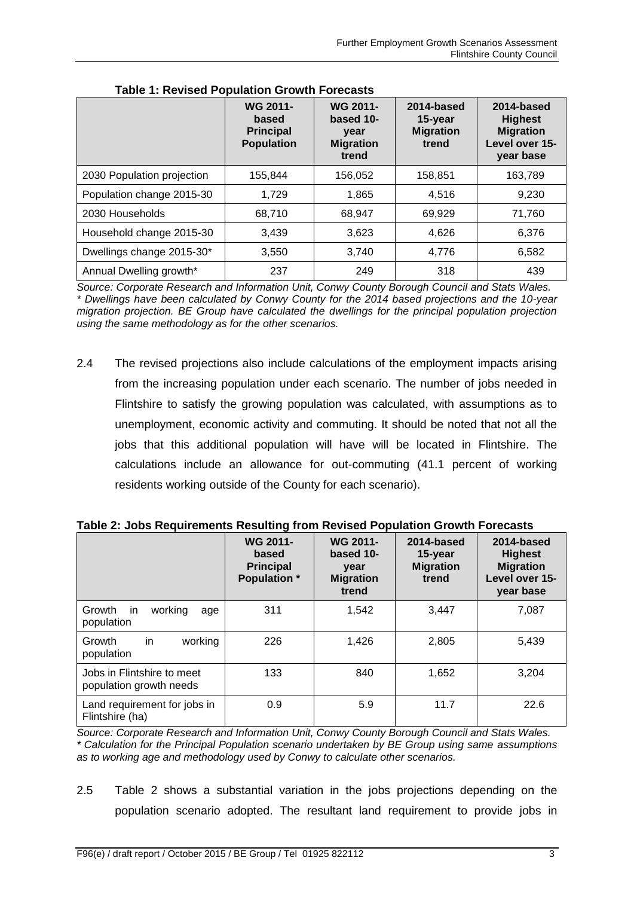**Table 1: Revised Population Growth Forecasts**

| | WG 2011-based Principal Population | WG 2011-based 10-year Migration trend | 2014-based 15-year Migration trend | 2014-based Highest Migration Level over 15-year base |
|---|---|---|---|---|
| 2030 Population projection | 155,844 | 156,052 | 158,851 | 163,789 |
| Population change 2015-30 | 1,729 | 1,865 | 4,516 | 9,230 |
| 2030 Households | 68,710 | 68,947 | 69,929 | 71,760 |
| Household change 2015-30 | 3,439 | 3,623 | 4,626 | 6,376 |
| Dwellings change 2015-30* | 3,550 | 3,740 | 4,776 | 6,582 |
| Annual Dwelling growth* | 237 | 249 | 318 | 439 |

*Source: Corporate Research and Information Unit, Conwy County Borough Council and Stats Wales.*
*\* Dwellings have been calculated by Conwy County for the 2014 based projections and the 10-year migration projection. BE Group have calculated the dwellings for the principal population projection using the same methodology as for the other scenarios.*

2.4 The revised projections also include calculations of the employment impacts arising from the increasing population under each scenario. The number of jobs needed in Flintshire to satisfy the growing population was calculated, with assumptions as to unemployment, economic activity and commuting. It should be noted that not all the jobs that this additional population will have will be located in Flintshire. The calculations include an allowance for out-commuting (41.1 percent of working residents working outside of the County for each scenario).

**Table 2: Jobs Requirements Resulting from Revised Population Growth Forecasts**

| | WG 2011-based Principal Population * | WG 2011-based 10-year Migration trend | 2014-based 15-year Migration trend | 2014-based Highest Migration Level over 15-year base |
|---|---|---|---|---|
| Growth in working age population | 311 | 1,542 | 3,447 | 7,087 |
| Growth in working population | 226 | 1,426 | 2,805 | 5,439 |
| Jobs in Flintshire to meet population growth needs | 133 | 840 | 1,652 | 3,204 |
| Land requirement for jobs in Flintshire (ha) | 0.9 | 5.9 | 11.7 | 22.6 |

*Source: Corporate Research and Information Unit, Conwy County Borough Council and Stats Wales.*
*\* Calculation for the Principal Population scenario undertaken by BE Group using same assumptions as to working age and methodology used by Conwy to calculate other scenarios.*

2.5 Table 2 shows a substantial variation in the jobs projections depending on the population scenario adopted. The resultant land requirement to provide jobs in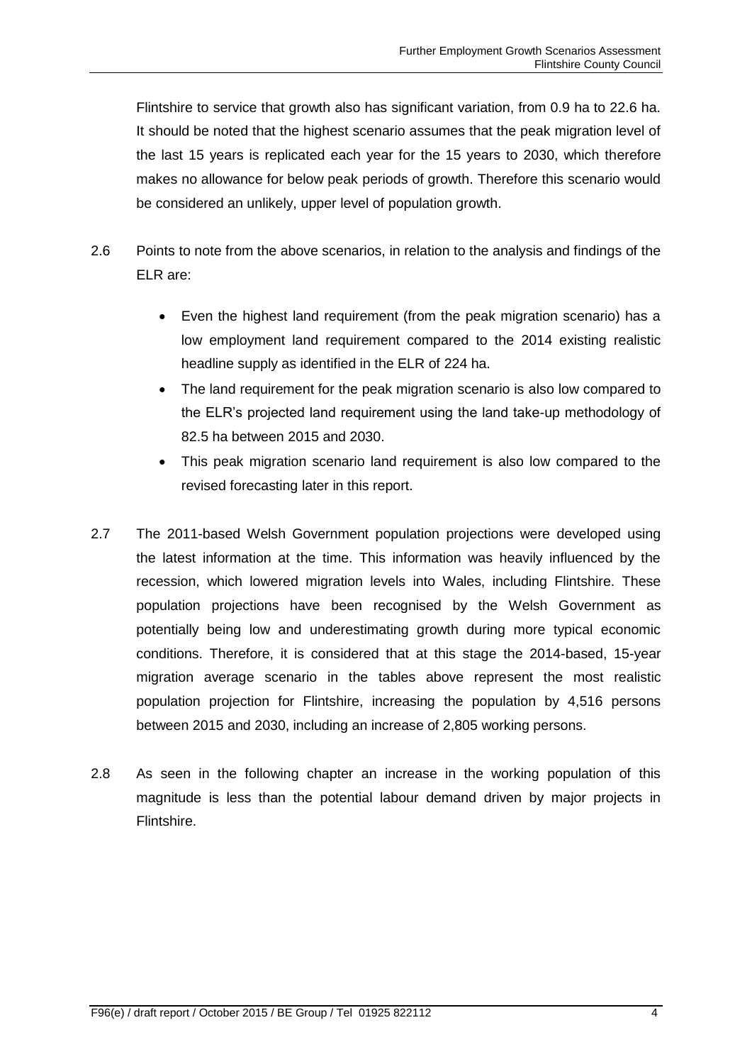Flintshire to service that growth also has significant variation, from 0.9 ha to 22.6 ha. It should be noted that the highest scenario assumes that the peak migration level of the last 15 years is replicated each year for the 15 years to 2030, which therefore makes no allowance for below peak periods of growth. Therefore this scenario would be considered an unlikely, upper level of population growth.

2.6 Points to note from the above scenarios, in relation to the analysis and findings of the ELR are:

- Even the highest land requirement (from the peak migration scenario) has a low employment land requirement compared to the 2014 existing realistic headline supply as identified in the ELR of 224 ha.
- The land requirement for the peak migration scenario is also low compared to the ELR's projected land requirement using the land take-up methodology of 82.5 ha between 2015 and 2030.
- This peak migration scenario land requirement is also low compared to the revised forecasting later in this report.

2.7 The 2011-based Welsh Government population projections were developed using the latest information at the time. This information was heavily influenced by the recession, which lowered migration levels into Wales, including Flintshire. These population projections have been recognised by the Welsh Government as potentially being low and underestimating growth during more typical economic conditions. Therefore, it is considered that at this stage the 2014-based, 15-year migration average scenario in the tables above represent the most realistic population projection for Flintshire, increasing the population by 4,516 persons between 2015 and 2030, including an increase of 2,805 working persons.

2.8 As seen in the following chapter an increase in the working population of this magnitude is less than the potential labour demand driven by major projects in Flintshire.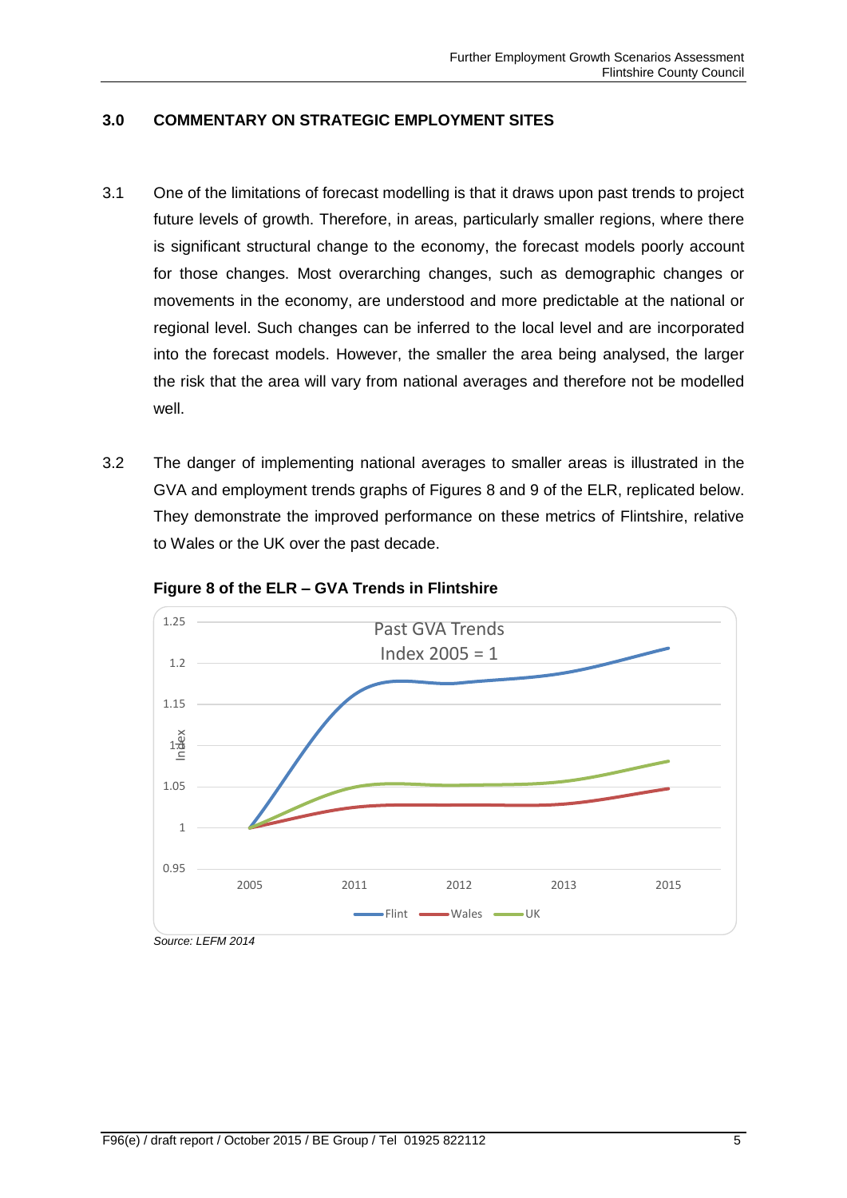## 3.0 COMMENTARY ON STRATEGIC EMPLOYMENT SITES

3.1 One of the limitations of forecast modelling is that it draws upon past trends to project future levels of growth. Therefore, in areas, particularly smaller regions, where there is significant structural change to the economy, the forecast models poorly account for those changes. Most overarching changes, such as demographic changes or movements in the economy, are understood and more predictable at the national or regional level. Such changes can be inferred to the local level and are incorporated into the forecast models. However, the smaller the area being analysed, the larger the risk that the area will vary from national averages and therefore not be modelled well.

3.2 The danger of implementing national averages to smaller areas is illustrated in the GVA and employment trends graphs of Figures 8 and 9 of the ELR, replicated below. They demonstrate the improved performance on these metrics of Flintshire, relative to Wales or the UK over the past decade.

**Figure 8 of the ELR – GVA Trends in Flintshire**

*Source: LEFM 2014*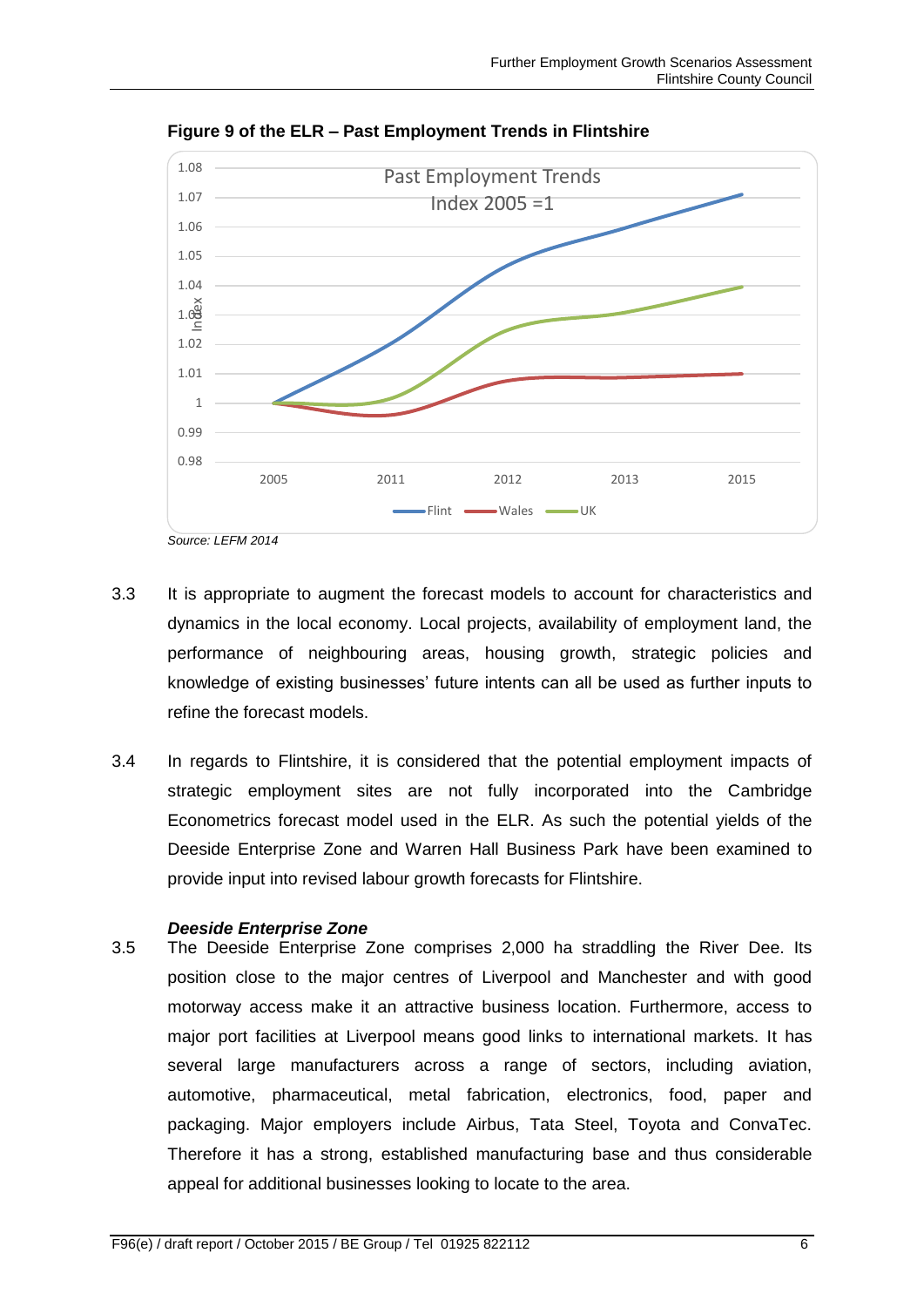**Figure 9 of the ELR – Past Employment Trends in Flintshire**

*Source: LEFM 2014*

3.3 It is appropriate to augment the forecast models to account for characteristics and dynamics in the local economy. Local projects, availability of employment land, the performance of neighbouring areas, housing growth, strategic policies and knowledge of existing businesses' future intents can all be used as further inputs to refine the forecast models.

3.4 In regards to Flintshire, it is considered that the potential employment impacts of strategic employment sites are not fully incorporated into the Cambridge Econometrics forecast model used in the ELR. As such the potential yields of the Deeside Enterprise Zone and Warren Hall Business Park have been examined to provide input into revised labour growth forecasts for Flintshire.

***Deeside Enterprise Zone***

3.5 The Deeside Enterprise Zone comprises 2,000 ha straddling the River Dee. Its position close to the major centres of Liverpool and Manchester and with good motorway access make it an attractive business location. Furthermore, access to major port facilities at Liverpool means good links to international markets. It has several large manufacturers across a range of sectors, including aviation, automotive, pharmaceutical, metal fabrication, electronics, food, paper and packaging. Major employers include Airbus, Tata Steel, Toyota and ConvaTec. Therefore it has a strong, established manufacturing base and thus considerable appeal for additional businesses looking to locate to the area.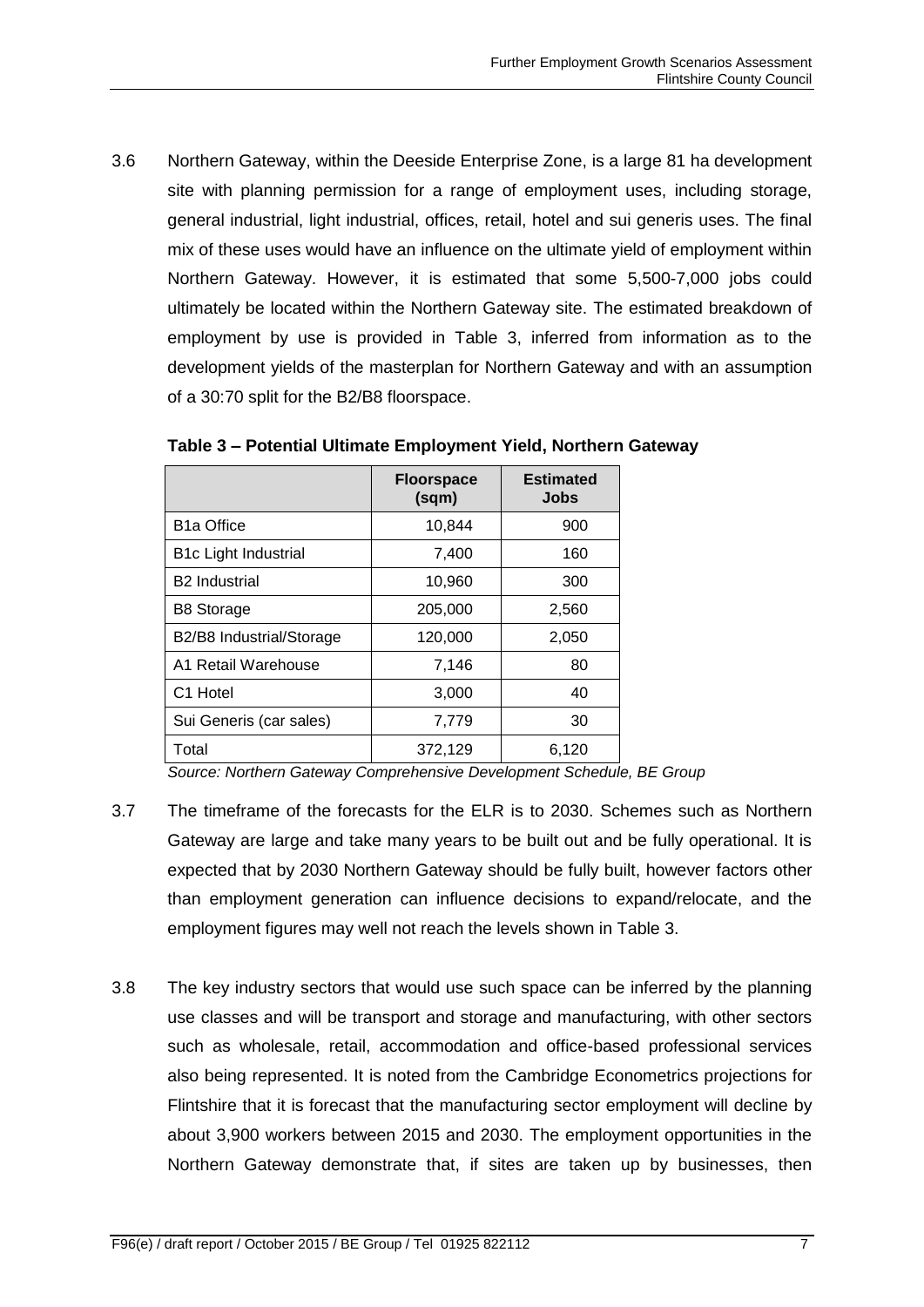3.6 Northern Gateway, within the Deeside Enterprise Zone, is a large 81 ha development site with planning permission for a range of employment uses, including storage, general industrial, light industrial, offices, retail, hotel and sui generis uses. The final mix of these uses would have an influence on the ultimate yield of employment within Northern Gateway. However, it is estimated that some 5,500-7,000 jobs could ultimately be located within the Northern Gateway site. The estimated breakdown of employment by use is provided in Table 3, inferred from information as to the development yields of the masterplan for Northern Gateway and with an assumption of a 30:70 split for the B2/B8 floorspace.

**Table 3 – Potential Ultimate Employment Yield, Northern Gateway**

| | Floorspace (sqm) | Estimated Jobs |
|---|---|---|
| B1a Office | 10,844 | 900 |
| B1c Light Industrial | 7,400 | 160 |
| B2 Industrial | 10,960 | 300 |
| B8 Storage | 205,000 | 2,560 |
| B2/B8 Industrial/Storage | 120,000 | 2,050 |
| A1 Retail Warehouse | 7,146 | 80 |
| C1 Hotel | 3,000 | 40 |
| Sui Generis (car sales) | 7,779 | 30 |
| Total | 372,129 | 6,120 |

*Source: Northern Gateway Comprehensive Development Schedule, BE Group*

3.7 The timeframe of the forecasts for the ELR is to 2030. Schemes such as Northern Gateway are large and take many years to be built out and be fully operational. It is expected that by 2030 Northern Gateway should be fully built, however factors other than employment generation can influence decisions to expand/relocate, and the employment figures may well not reach the levels shown in Table 3.

3.8 The key industry sectors that would use such space can be inferred by the planning use classes and will be transport and storage and manufacturing, with other sectors such as wholesale, retail, accommodation and office-based professional services also being represented. It is noted from the Cambridge Econometrics projections for Flintshire that it is forecast that the manufacturing sector employment will decline by about 3,900 workers between 2015 and 2030. The employment opportunities in the Northern Gateway demonstrate that, if sites are taken up by businesses, then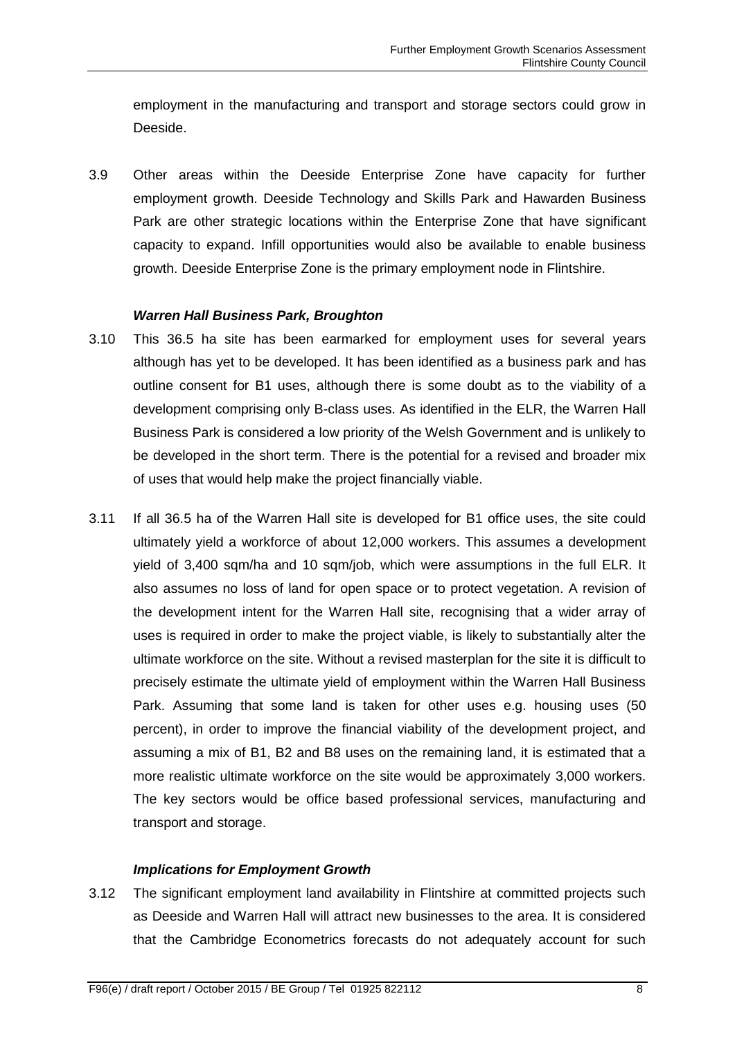employment in the manufacturing and transport and storage sectors could grow in Deeside.

3.9 Other areas within the Deeside Enterprise Zone have capacity for further employment growth. Deeside Technology and Skills Park and Hawarden Business Park are other strategic locations within the Enterprise Zone that have significant capacity to expand. Infill opportunities would also be available to enable business growth. Deeside Enterprise Zone is the primary employment node in Flintshire.

***Warren Hall Business Park, Broughton***

3.10 This 36.5 ha site has been earmarked for employment uses for several years although has yet to be developed. It has been identified as a business park and has outline consent for B1 uses, although there is some doubt as to the viability of a development comprising only B-class uses. As identified in the ELR, the Warren Hall Business Park is considered a low priority of the Welsh Government and is unlikely to be developed in the short term. There is the potential for a revised and broader mix of uses that would help make the project financially viable.

3.11 If all 36.5 ha of the Warren Hall site is developed for B1 office uses, the site could ultimately yield a workforce of about 12,000 workers. This assumes a development yield of 3,400 sqm/ha and 10 sqm/job, which were assumptions in the full ELR. It also assumes no loss of land for open space or to protect vegetation. A revision of the development intent for the Warren Hall site, recognising that a wider array of uses is required in order to make the project viable, is likely to substantially alter the ultimate workforce on the site. Without a revised masterplan for the site it is difficult to precisely estimate the ultimate yield of employment within the Warren Hall Business Park. Assuming that some land is taken for other uses e.g. housing uses (50 percent), in order to improve the financial viability of the development project, and assuming a mix of B1, B2 and B8 uses on the remaining land, it is estimated that a more realistic ultimate workforce on the site would be approximately 3,000 workers. The key sectors would be office based professional services, manufacturing and transport and storage.

***Implications for Employment Growth***

3.12 The significant employment land availability in Flintshire at committed projects such as Deeside and Warren Hall will attract new businesses to the area. It is considered that the Cambridge Econometrics forecasts do not adequately account for such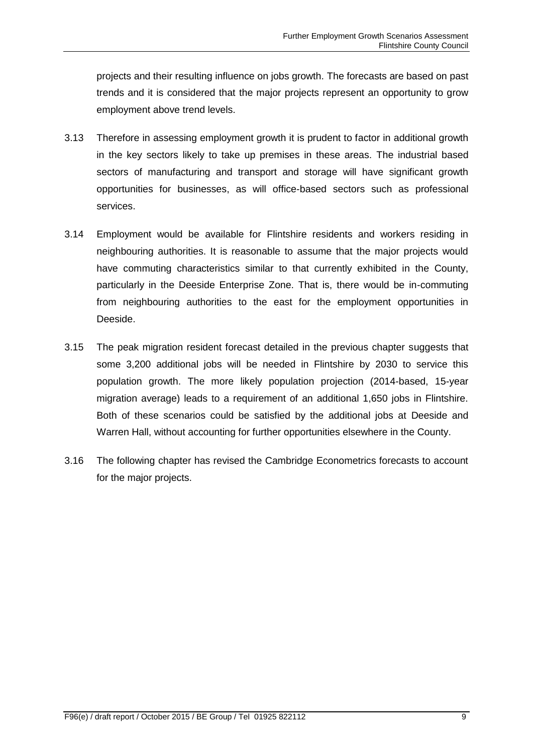projects and their resulting influence on jobs growth. The forecasts are based on past trends and it is considered that the major projects represent an opportunity to grow employment above trend levels.

3.13 Therefore in assessing employment growth it is prudent to factor in additional growth in the key sectors likely to take up premises in these areas. The industrial based sectors of manufacturing and transport and storage will have significant growth opportunities for businesses, as will office-based sectors such as professional services.

3.14 Employment would be available for Flintshire residents and workers residing in neighbouring authorities. It is reasonable to assume that the major projects would have commuting characteristics similar to that currently exhibited in the County, particularly in the Deeside Enterprise Zone. That is, there would be in-commuting from neighbouring authorities to the east for the employment opportunities in Deeside.

3.15 The peak migration resident forecast detailed in the previous chapter suggests that some 3,200 additional jobs will be needed in Flintshire by 2030 to service this population growth. The more likely population projection (2014-based, 15-year migration average) leads to a requirement of an additional 1,650 jobs in Flintshire. Both of these scenarios could be satisfied by the additional jobs at Deeside and Warren Hall, without accounting for further opportunities elsewhere in the County.

3.16 The following chapter has revised the Cambridge Econometrics forecasts to account for the major projects.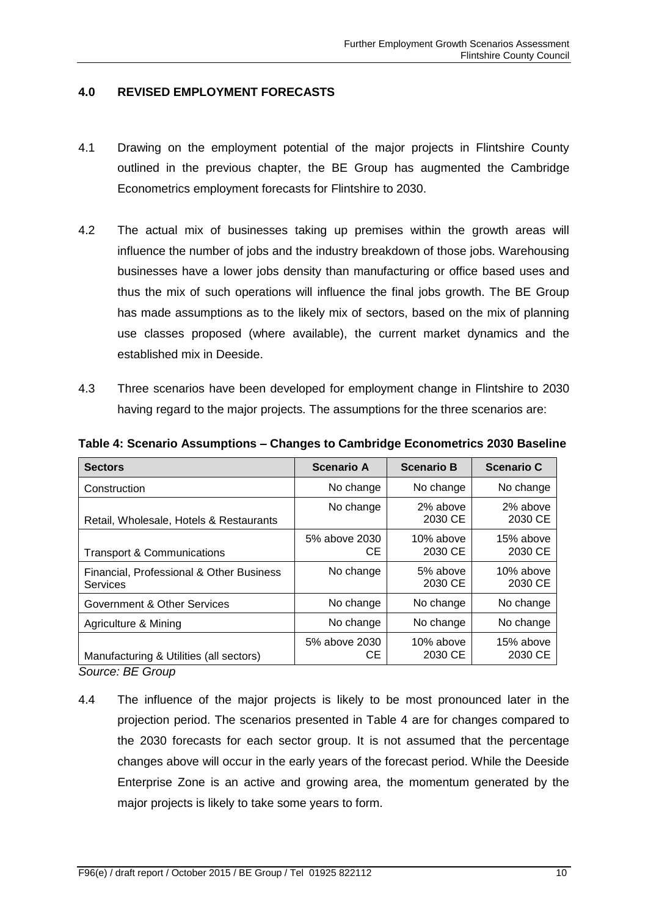## 4.0 REVISED EMPLOYMENT FORECASTS

4.1 Drawing on the employment potential of the major projects in Flintshire County outlined in the previous chapter, the BE Group has augmented the Cambridge Econometrics employment forecasts for Flintshire to 2030.

4.2 The actual mix of businesses taking up premises within the growth areas will influence the number of jobs and the industry breakdown of those jobs. Warehousing businesses have a lower jobs density than manufacturing or office based uses and thus the mix of such operations will influence the final jobs growth. The BE Group has made assumptions as to the likely mix of sectors, based on the mix of planning use classes proposed (where available), the current market dynamics and the established mix in Deeside.

4.3 Three scenarios have been developed for employment change in Flintshire to 2030 having regard to the major projects. The assumptions for the three scenarios are:

**Table 4: Scenario Assumptions – Changes to Cambridge Econometrics 2030 Baseline**

| Sectors | Scenario A | Scenario B | Scenario C |
|---|---|---|---|
| Construction | No change | No change | No change |
| Retail, Wholesale, Hotels & Restaurants | No change | 2% above 2030 CE | 2% above 2030 CE |
| Transport & Communications | 5% above 2030 CE | 10% above 2030 CE | 15% above 2030 CE |
| Financial, Professional & Other Business Services | No change | 5% above 2030 CE | 10% above 2030 CE |
| Government & Other Services | No change | No change | No change |
| Agriculture & Mining | No change | No change | No change |
| Manufacturing & Utilities (all sectors) | 5% above 2030 CE | 10% above 2030 CE | 15% above 2030 CE |

*Source: BE Group*

4.4 The influence of the major projects is likely to be most pronounced later in the projection period. The scenarios presented in Table 4 are for changes compared to the 2030 forecasts for each sector group. It is not assumed that the percentage changes above will occur in the early years of the forecast period. While the Deeside Enterprise Zone is an active and growing area, the momentum generated by the major projects is likely to take some years to form.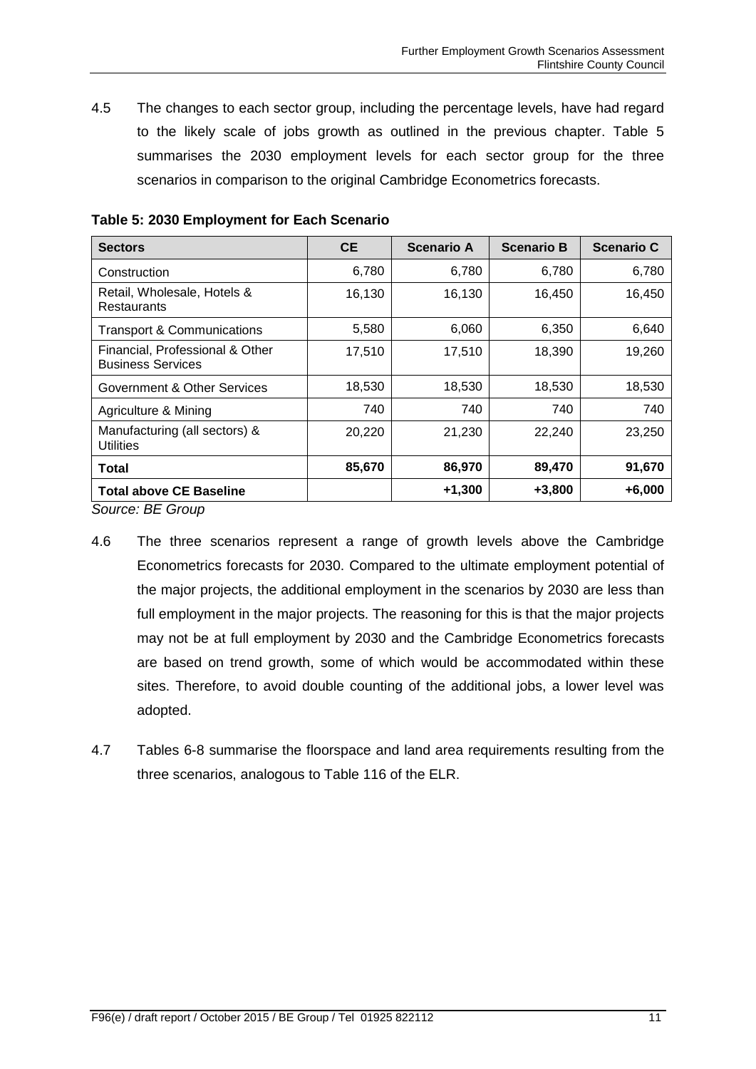4.5 The changes to each sector group, including the percentage levels, have had regard to the likely scale of jobs growth as outlined in the previous chapter. Table 5 summarises the 2030 employment levels for each sector group for the three scenarios in comparison to the original Cambridge Econometrics forecasts.

**Table 5: 2030 Employment for Each Scenario**

| Sectors | CE | Scenario A | Scenario B | Scenario C |
|---|---|---|---|---|
| Construction | 6,780 | 6,780 | 6,780 | 6,780 |
| Retail, Wholesale, Hotels & Restaurants | 16,130 | 16,130 | 16,450 | 16,450 |
| Transport & Communications | 5,580 | 6,060 | 6,350 | 6,640 |
| Financial, Professional & Other Business Services | 17,510 | 17,510 | 18,390 | 19,260 |
| Government & Other Services | 18,530 | 18,530 | 18,530 | 18,530 |
| Agriculture & Mining | 740 | 740 | 740 | 740 |
| Manufacturing (all sectors) & Utilities | 20,220 | 21,230 | 22,240 | 23,250 |
| **Total** | **85,670** | **86,970** | **89,470** | **91,670** |
| **Total above CE Baseline** | | **+1,300** | **+3,800** | **+6,000** |

*Source: BE Group*

4.6 The three scenarios represent a range of growth levels above the Cambridge Econometrics forecasts for 2030. Compared to the ultimate employment potential of the major projects, the additional employment in the scenarios by 2030 are less than full employment in the major projects. The reasoning for this is that the major projects may not be at full employment by 2030 and the Cambridge Econometrics forecasts are based on trend growth, some of which would be accommodated within these sites. Therefore, to avoid double counting of the additional jobs, a lower level was adopted.

4.7 Tables 6-8 summarise the floorspace and land area requirements resulting from the three scenarios, analogous to Table 116 of the ELR.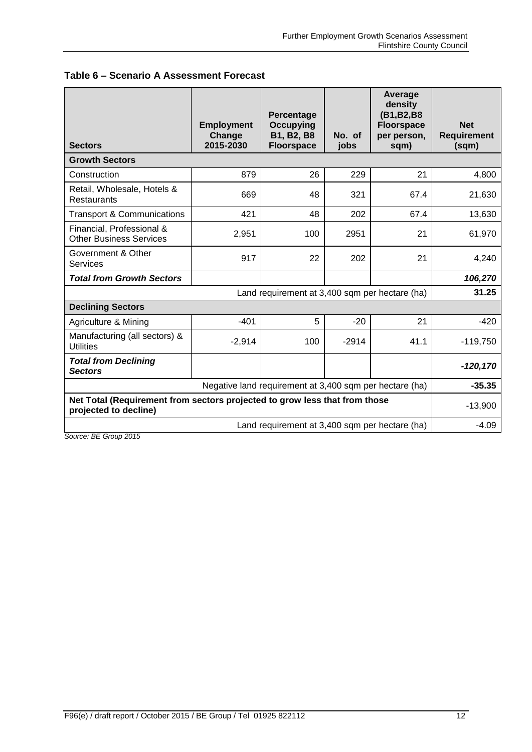**Table 6 – Scenario A Assessment Forecast**

| Sectors | Employment Change 2015-2030 | Percentage Occupying B1, B2, B8 Floorspace | No. of jobs | Average density (B1,B2,B8 Floorspace per person, sqm) | Net Requirement (sqm) |
|---|---|---|---|---|---|
| **Growth Sectors** | | | | | |
| Construction | 879 | 26 | 229 | 21 | 4,800 |
| Retail, Wholesale, Hotels & Restaurants | 669 | 48 | 321 | 67.4 | 21,630 |
| Transport & Communications | 421 | 48 | 202 | 67.4 | 13,630 |
| Financial, Professional & Other Business Services | 2,951 | 100 | 2951 | 21 | 61,970 |
| Government & Other Services | 917 | 22 | 202 | 21 | 4,240 |
| ***Total from Growth Sectors*** | | | | | ***106,270*** |
| Land requirement at 3,400 sqm per hectare (ha) | | | | | **31.25** |
| **Declining Sectors** | | | | | |
| Agriculture & Mining | -401 | 5 | -20 | 21 | -420 |
| Manufacturing (all sectors) & Utilities | -2,914 | 100 | -2914 | 41.1 | -119,750 |
| ***Total from Declining Sectors*** | | | | | ***-120,170*** |
| Negative land requirement at 3,400 sqm per hectare (ha) | | | | | **-35.35** |
| **Net Total (Requirement from sectors projected to grow less that from those projected to decline)** | | | | | -13,900 |
| Land requirement at 3,400 sqm per hectare (ha) | | | | | -4.09 |

*Source: BE Group 2015*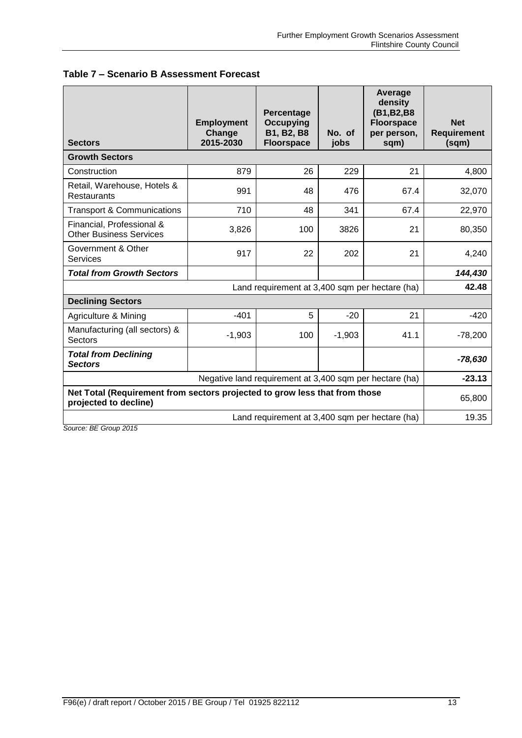**Table 7 – Scenario B Assessment Forecast**

| Sectors | Employment Change 2015-2030 | Percentage Occupying B1, B2, B8 Floorspace | No. of jobs | Average density (B1,B2,B8 Floorspace per person, sqm) | Net Requirement (sqm) |
|---|---|---|---|---|---|
| **Growth Sectors** | | | | | |
| Construction | 879 | 26 | 229 | 21 | 4,800 |
| Retail, Warehouse, Hotels & Restaurants | 991 | 48 | 476 | 67.4 | 32,070 |
| Transport & Communications | 710 | 48 | 341 | 67.4 | 22,970 |
| Financial, Professional & Other Business Services | 3,826 | 100 | 3826 | 21 | 80,350 |
| Government & Other Services | 917 | 22 | 202 | 21 | 4,240 |
| ***Total from Growth Sectors*** | | | | | ***144,430*** |
| Land requirement at 3,400 sqm per hectare (ha) | | | | | **42.48** |
| **Declining Sectors** | | | | | |
| Agriculture & Mining | -401 | 5 | -20 | 21 | -420 |
| Manufacturing (all sectors) & Sectors | -1,903 | 100 | -1,903 | 41.1 | -78,200 |
| ***Total from Declining Sectors*** | | | | | ***-78,630*** |
| Negative land requirement at 3,400 sqm per hectare (ha) | | | | | **-23.13** |
| **Net Total (Requirement from sectors projected to grow less that from those projected to decline)** | | | | | 65,800 |
| Land requirement at 3,400 sqm per hectare (ha) | | | | | 19.35 |

*Source: BE Group 2015*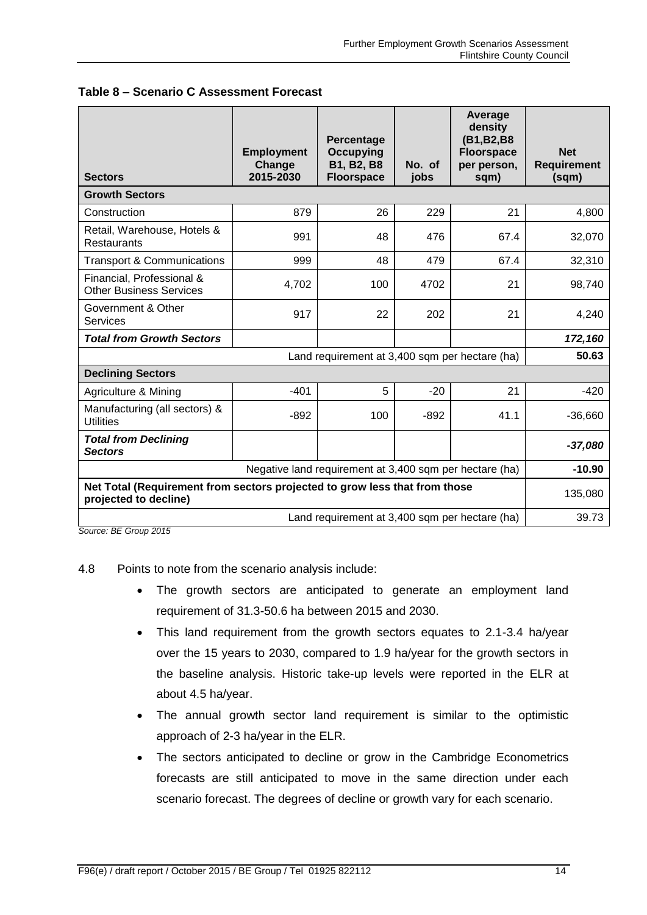**Table 8 – Scenario C Assessment Forecast**

| Sectors | Employment Change 2015-2030 | Percentage Occupying B1, B2, B8 Floorspace | No. of jobs | Average density (B1,B2,B8 Floorspace per person, sqm) | Net Requirement (sqm) |
|---|---|---|---|---|---|
| **Growth Sectors** | | | | | |
| Construction | 879 | 26 | 229 | 21 | 4,800 |
| Retail, Warehouse, Hotels & Restaurants | 991 | 48 | 476 | 67.4 | 32,070 |
| Transport & Communications | 999 | 48 | 479 | 67.4 | 32,310 |
| Financial, Professional & Other Business Services | 4,702 | 100 | 4702 | 21 | 98,740 |
| Government & Other Services | 917 | 22 | 202 | 21 | 4,240 |
| ***Total from Growth Sectors*** | | | | | ***172,160*** |
| Land requirement at 3,400 sqm per hectare (ha) | | | | | **50.63** |
| **Declining Sectors** | | | | | |
| Agriculture & Mining | -401 | 5 | -20 | 21 | -420 |
| Manufacturing (all sectors) & Utilities | -892 | 100 | -892 | 41.1 | -36,660 |
| ***Total from Declining Sectors*** | | | | | ***-37,080*** |
| Negative land requirement at 3,400 sqm per hectare (ha) | | | | | **-10.90** |
| **Net Total (Requirement from sectors projected to grow less that from those projected to decline)** | | | | | 135,080 |
| Land requirement at 3,400 sqm per hectare (ha) | | | | | 39.73 |

*Source: BE Group 2015*

4.8 Points to note from the scenario analysis include:

- The growth sectors are anticipated to generate an employment land requirement of 31.3-50.6 ha between 2015 and 2030.
- This land requirement from the growth sectors equates to 2.1-3.4 ha/year over the 15 years to 2030, compared to 1.9 ha/year for the growth sectors in the baseline analysis. Historic take-up levels were reported in the ELR at about 4.5 ha/year.
- The annual growth sector land requirement is similar to the optimistic approach of 2-3 ha/year in the ELR.
- The sectors anticipated to decline or grow in the Cambridge Econometrics forecasts are still anticipated to move in the same direction under each scenario forecast. The degrees of decline or growth vary for each scenario.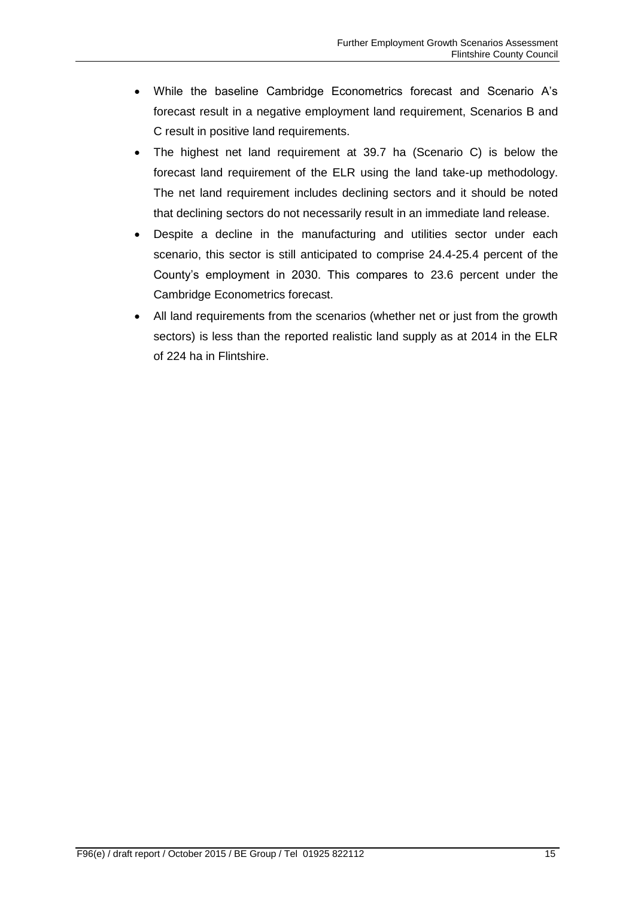- While the baseline Cambridge Econometrics forecast and Scenario A's forecast result in a negative employment land requirement, Scenarios B and C result in positive land requirements.
- The highest net land requirement at 39.7 ha (Scenario C) is below the forecast land requirement of the ELR using the land take-up methodology. The net land requirement includes declining sectors and it should be noted that declining sectors do not necessarily result in an immediate land release.
- Despite a decline in the manufacturing and utilities sector under each scenario, this sector is still anticipated to comprise 24.4-25.4 percent of the County's employment in 2030. This compares to 23.6 percent under the Cambridge Econometrics forecast.
- All land requirements from the scenarios (whether net or just from the growth sectors) is less than the reported realistic land supply as at 2014 in the ELR of 224 ha in Flintshire.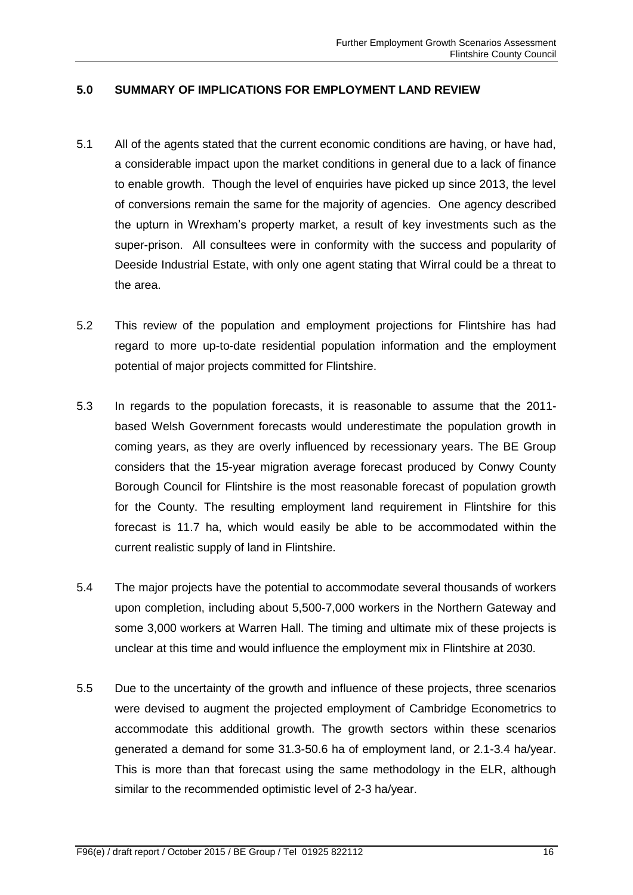## 5.0 SUMMARY OF IMPLICATIONS FOR EMPLOYMENT LAND REVIEW

5.1 All of the agents stated that the current economic conditions are having, or have had, a considerable impact upon the market conditions in general due to a lack of finance to enable growth. Though the level of enquiries have picked up since 2013, the level of conversions remain the same for the majority of agencies. One agency described the upturn in Wrexham's property market, a result of key investments such as the super-prison. All consultees were in conformity with the success and popularity of Deeside Industrial Estate, with only one agent stating that Wirral could be a threat to the area.

5.2 This review of the population and employment projections for Flintshire has had regard to more up-to-date residential population information and the employment potential of major projects committed for Flintshire.

5.3 In regards to the population forecasts, it is reasonable to assume that the 2011-based Welsh Government forecasts would underestimate the population growth in coming years, as they are overly influenced by recessionary years. The BE Group considers that the 15-year migration average forecast produced by Conwy County Borough Council for Flintshire is the most reasonable forecast of population growth for the County. The resulting employment land requirement in Flintshire for this forecast is 11.7 ha, which would easily be able to be accommodated within the current realistic supply of land in Flintshire.

5.4 The major projects have the potential to accommodate several thousands of workers upon completion, including about 5,500-7,000 workers in the Northern Gateway and some 3,000 workers at Warren Hall. The timing and ultimate mix of these projects is unclear at this time and would influence the employment mix in Flintshire at 2030.

5.5 Due to the uncertainty of the growth and influence of these projects, three scenarios were devised to augment the projected employment of Cambridge Econometrics to accommodate this additional growth. The growth sectors within these scenarios generated a demand for some 31.3-50.6 ha of employment land, or 2.1-3.4 ha/year. This is more than that forecast using the same methodology in the ELR, although similar to the recommended optimistic level of 2-3 ha/year.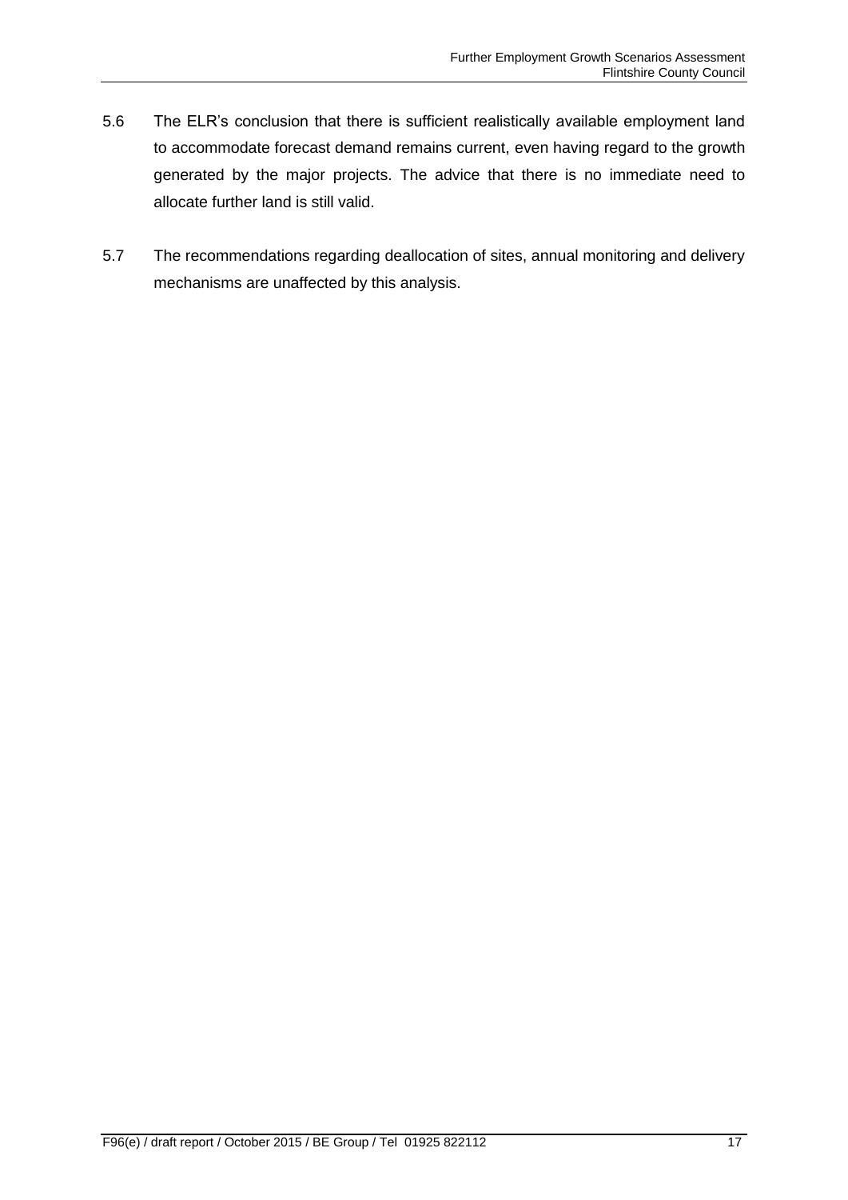5.6 The ELR's conclusion that there is sufficient realistically available employment land to accommodate forecast demand remains current, even having regard to the growth generated by the major projects. The advice that there is no immediate need to allocate further land is still valid.

5.7 The recommendations regarding deallocation of sites, annual monitoring and delivery mechanisms are unaffected by this analysis.